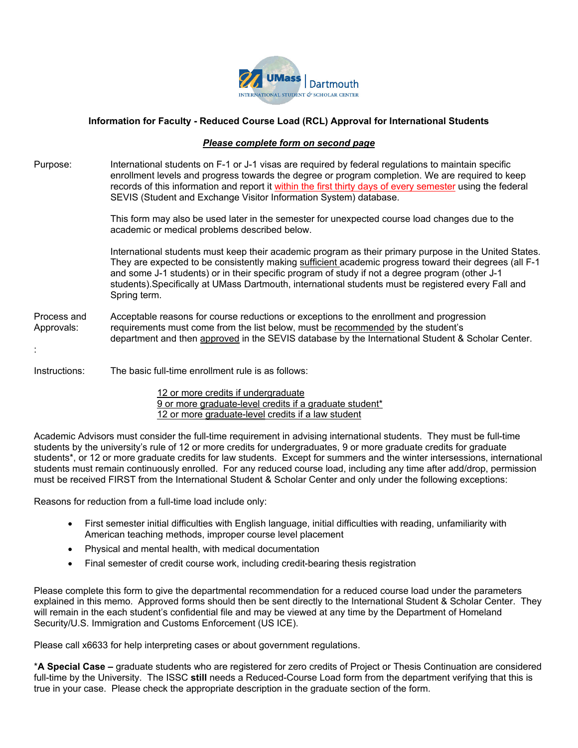UMass Dartmouth
INTERNATIONAL STUDENT & SCHOLAR CENTER

### Information for Faculty - Reduced Course Load (RCL) Approval for International Students

***Please complete form on second page***

**Purpose:**

International students on F-1 or J-1 visas are required by federal regulations to maintain specific enrollment levels and progress towards the degree or program completion. We are required to keep records of this information and report it within the first thirty days of every semester using the federal SEVIS (Student and Exchange Visitor Information System) database.

This form may also be used later in the semester for unexpected course load changes due to the academic or medical problems described below.

International students must keep their academic program as their primary purpose in the United States. They are expected to be consistently making sufficient academic progress toward their degrees (all F-1 and some J-1 students) or in their specific program of study if not a degree program (other J-1 students).Specifically at UMass Dartmouth, international students must be registered every Fall and Spring term.

**Process and Approvals:**

Acceptable reasons for course reductions or exceptions to the enrollment and progression requirements must come from the list below, must be recommended by the student's department and then approved in the SEVIS database by the International Student & Scholar Center.

**Instructions:**

The basic full-time enrollment rule is as follows:

12 or more credits if undergraduate
9 or more graduate-level credits if a graduate student*
12 or more graduate-level credits if a law student

Academic Advisors must consider the full-time requirement in advising international students. They must be full-time students by the university's rule of 12 or more credits for undergraduates, 9 or more graduate credits for graduate students*, or 12 or more graduate credits for law students. Except for summers and the winter intersessions, international students must remain continuously enrolled. For any reduced course load, including any time after add/drop, permission must be received FIRST from the International Student & Scholar Center and only under the following exceptions:

Reasons for reduction from a full-time load include only:

- First semester initial difficulties with English language, initial difficulties with reading, unfamiliarity with American teaching methods, improper course level placement
- Physical and mental health, with medical documentation
- Final semester of credit course work, including credit-bearing thesis registration

Please complete this form to give the departmental recommendation for a reduced course load under the parameters explained in this memo. Approved forms should then be sent directly to the International Student & Scholar Center. They will remain in the each student's confidential file and may be viewed at any time by the Department of Homeland Security/U.S. Immigration and Customs Enforcement (US ICE).

Please call x6633 for help interpreting cases or about government regulations.

***A Special Case –** graduate students who are registered for zero credits of Project or Thesis Continuation are considered full-time by the University. The ISSC **still** needs a Reduced-Course Load form from the department verifying that this is true in your case. Please check the appropriate description in the graduate section of the form.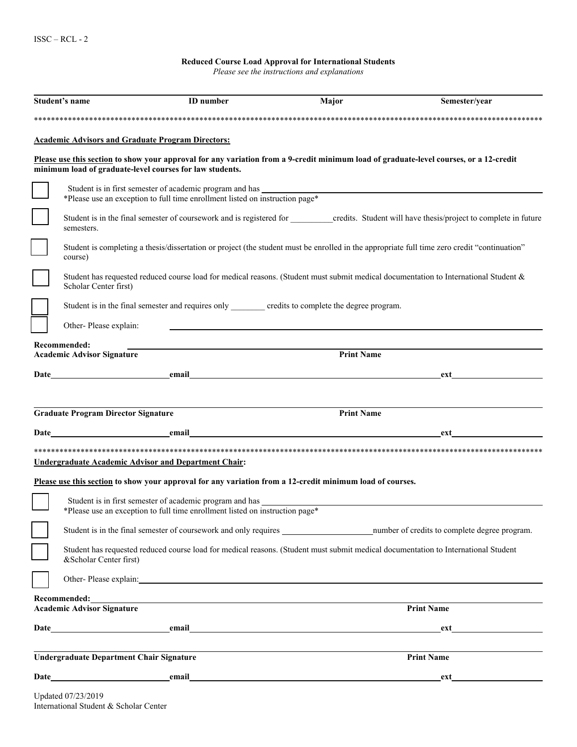**Reduced Course Load Approval for International Students**

*Please see the instructions and explanations*

| **Student's name** | **ID number** | **Major** | **Semester/year** |
|---|---|---|---|
| | | | |

*************************************************************************************************************************

**Academic Advisors and Graduate Program Directors:**

**Please use this section to show your approval for any variation from a 9-credit minimum load of graduate-level courses, or a 12-credit minimum load of graduate-level courses for law students.**

- [ ] Student is in first semester of academic program and has ______________________________
  *Please use an exception to full time enrollment listed on instruction page*
- [ ] Student is in the final semester of coursework and is registered for __________credits. Student will have thesis/project to complete in future semesters.
- [ ] Student is completing a thesis/dissertation or project (the student must be enrolled in the appropriate full time zero credit "continuation" course)
- [ ] Student has requested reduced course load for medical reasons. (Student must submit medical documentation to International Student & Scholar Center first)
- [ ] Student is in the final semester and requires only ________ credits to complete the degree program.
- [ ] Other- Please explain: ______________________________

**Recommended:** ______________________________
**Academic Advisor Signature** **Print Name**

**Date**______________________ **email**______________________________ **ext**____________

______________________________
**Graduate Program Director Signature** **Print Name**

**Date**______________________ **email**______________________________ **ext**____________

*************************************************************************************************************************

**Undergraduate Academic Advisor and Department Chair:**

**Please use this section to show your approval for any variation from a 12-credit minimum load of courses.**

- [ ] Student is in first semester of academic program and has ______________________________
  *Please use an exception to full time enrollment listed on instruction page*
- [ ] Student is in the final semester of coursework and only requires ____________________number of credits to complete degree program.
- [ ] Student has requested reduced course load for medical reasons. (Student must submit medical documentation to International Student &Scholar Center first)
- [ ] Other- Please explain: ______________________________

**Recommended:** ______________________________
**Academic Advisor Signature** **Print Name**

**Date**______________________ **email**______________________________ **ext**____________

______________________________
**Undergraduate Department Chair Signature** **Print Name**

**Date**______________________ **email**______________________________ **ext**____________

Updated 07/23/2019
International Student & Scholar Center